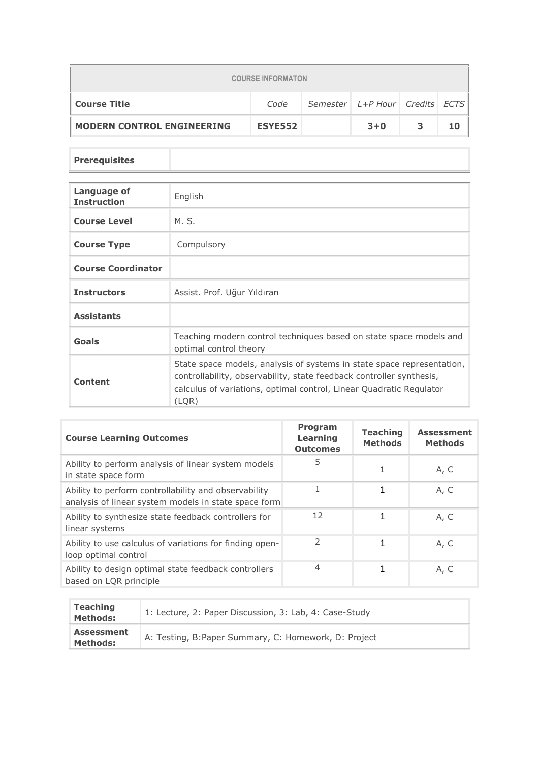| COURSE INFORMATON | | | | | |
|---|---|---|---|---|---|
| **Course Title** | *Code* | *Semester* | *L+P Hour* | *Credits* | *ECTS* |
| **MODERN CONTROL ENGINEERING** | **ESYE552** | | **3+0** | **3** | **10** |

| **Prerequisites** | |
|---|---|

| | |
|---|---|
| **Language of Instruction** | English |
| **Course Level** | M. S. |
| **Course Type** | Compulsory |
| **Course Coordinator** | |
| **Instructors** | Assist. Prof. Uğur Yıldıran |
| **Assistants** | |
| **Goals** | Teaching modern control techniques based on state space models and optimal control theory |
| **Content** | State space models, analysis of systems in state space representation, controllability, observability, state feedback controller synthesis, calculus of variations, optimal control, Linear Quadratic Regulator (LQR) |

| **Course Learning Outcomes** | **Program Learning Outcomes** | **Teaching Methods** | **Assessment Methods** |
|---|---|---|---|
| Ability to perform analysis of linear system models in state space form | 5 | 1 | A, C |
| Ability to perform controllability and observability analysis of linear system models in state space form | 1 | 1 | A, C |
| Ability to synthesize state feedback controllers for linear systems | 12 | 1 | A, C |
| Ability to use calculus of variations for finding open-loop optimal control | 2 | 1 | A, C |
| Ability to design optimal state feedback controllers based on LQR principle | 4 | 1 | A, C |

| | |
|---|---|
| **Teaching Methods:** | 1: Lecture, 2: Paper Discussion, 3: Lab, 4: Case-Study |
| **Assessment Methods:** | A: Testing, B:Paper Summary, C: Homework, D: Project |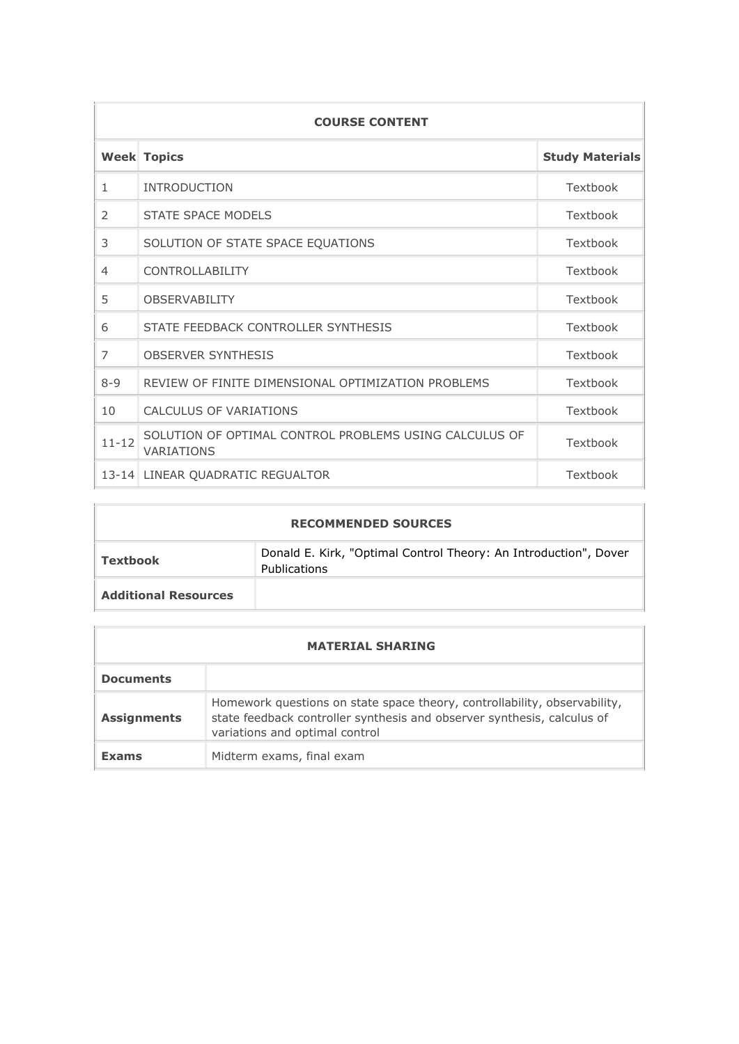| COURSE CONTENT | | |
|---|---|---|
| **Week** | **Topics** | **Study Materials** |
| 1 | INTRODUCTION | Textbook |
| 2 | STATE SPACE MODELS | Textbook |
| 3 | SOLUTION OF STATE SPACE EQUATIONS | Textbook |
| 4 | CONTROLLABILITY | Textbook |
| 5 | OBSERVABILITY | Textbook |
| 6 | STATE FEEDBACK CONTROLLER SYNTHESIS | Textbook |
| 7 | OBSERVER SYNTHESIS | Textbook |
| 8-9 | REVIEW OF FINITE DIMENSIONAL OPTIMIZATION PROBLEMS | Textbook |
| 10 | CALCULUS OF VARIATIONS | Textbook |
| 11-12 | SOLUTION OF OPTIMAL CONTROL PROBLEMS USING CALCULUS OF VARIATIONS | Textbook |
| 13-14 | LINEAR QUADRATIC REGUALTOR | Textbook |

| RECOMMENDED SOURCES | |
|---|---|
| **Textbook** | Donald E. Kirk, "Optimal Control Theory: An Introduction", Dover Publications |
| **Additional Resources** | |

| MATERIAL SHARING | |
|---|---|
| **Documents** | |
| **Assignments** | Homework questions on state space theory, controllability, observability, state feedback controller synthesis and observer synthesis, calculus of variations and optimal control |
| **Exams** | Midterm exams, final exam |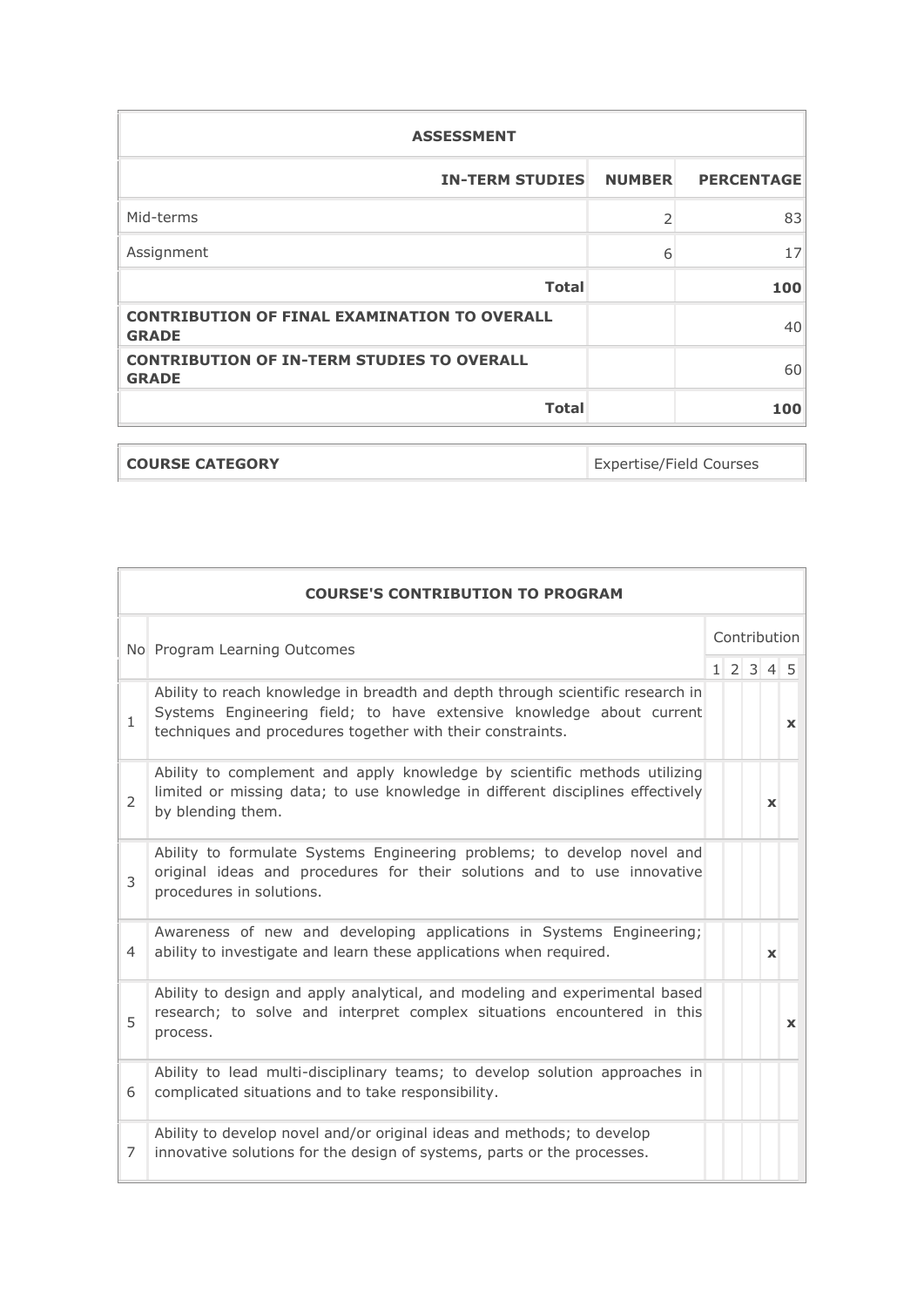| ASSESSMENT | | |
|---|---|---|
| **IN-TERM STUDIES** | **NUMBER** | **PERCENTAGE** |
| Mid-terms | 2 | 83 |
| Assignment | 6 | 17 |
| **Total** | | **100** |
| **CONTRIBUTION OF FINAL EXAMINATION TO OVERALL GRADE** | | 40 |
| **CONTRIBUTION OF IN-TERM STUDIES TO OVERALL GRADE** | | 60 |
| **Total** | | **100** |

| **COURSE CATEGORY** | Expertise/Field Courses |
|---|---|

| COURSE'S CONTRIBUTION TO PROGRAM | | | | | | |
|---|---|---|---|---|---|---|
| No | Program Learning Outcomes | Contribution | | | | |
| | | 1 | 2 | 3 | 4 | 5 |
| 1 | Ability to reach knowledge in breadth and depth through scientific research in Systems Engineering field; to have extensive knowledge about current techniques and procedures together with their constraints. | | | | | x |
| 2 | Ability to complement and apply knowledge by scientific methods utilizing limited or missing data; to use knowledge in different disciplines effectively by blending them. | | | | x | |
| 3 | Ability to formulate Systems Engineering problems; to develop novel and original ideas and procedures for their solutions and to use innovative procedures in solutions. | | | | | |
| 4 | Awareness of new and developing applications in Systems Engineering; ability to investigate and learn these applications when required. | | | | x | |
| 5 | Ability to design and apply analytical, and modeling and experimental based research; to solve and interpret complex situations encountered in this process. | | | | | x |
| 6 | Ability to lead multi-disciplinary teams; to develop solution approaches in complicated situations and to take responsibility. | | | | | |
| 7 | Ability to develop novel and/or original ideas and methods; to develop innovative solutions for the design of systems, parts or the processes. | | | | | |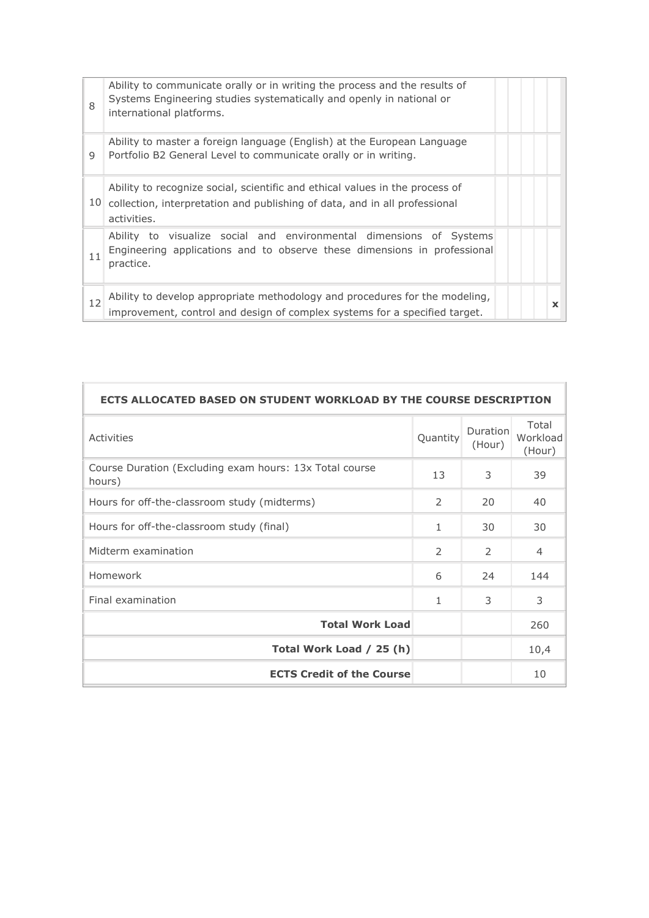| | | | | | | |
|---|---|---|---|---|---|---|
| 8 | Ability to communicate orally or in writing the process and the results of Systems Engineering studies systematically and openly in national or international platforms. | | | | | |
| 9 | Ability to master a foreign language (English) at the European Language Portfolio B2 General Level to communicate orally or in writing. | | | | | |
| 10 | Ability to recognize social, scientific and ethical values in the process of collection, interpretation and publishing of data, and in all professional activities. | | | | | |
| 11 | Ability to visualize social and environmental dimensions of Systems Engineering applications and to observe these dimensions in professional practice. | | | | | |
| 12 | Ability to develop appropriate methodology and procedures for the modeling, improvement, control and design of complex systems for a specified target. | | | | | x |

| **ECTS ALLOCATED BASED ON STUDENT WORKLOAD BY THE COURSE DESCRIPTION** | | | |
|---|---|---|---|
| Activities | Quantity | Duration (Hour) | Total Workload (Hour) |
| Course Duration (Excluding exam hours: 13x Total course hours) | 13 | 3 | 39 |
| Hours for off-the-classroom study (midterms) | 2 | 20 | 40 |
| Hours for off-the-classroom study (final) | 1 | 30 | 30 |
| Midterm examination | 2 | 2 | 4 |
| Homework | 6 | 24 | 144 |
| Final examination | 1 | 3 | 3 |
| **Total Work Load** | | | 260 |
| **Total Work Load / 25 (h)** | | | 10,4 |
| **ECTS Credit of the Course** | | | 10 |